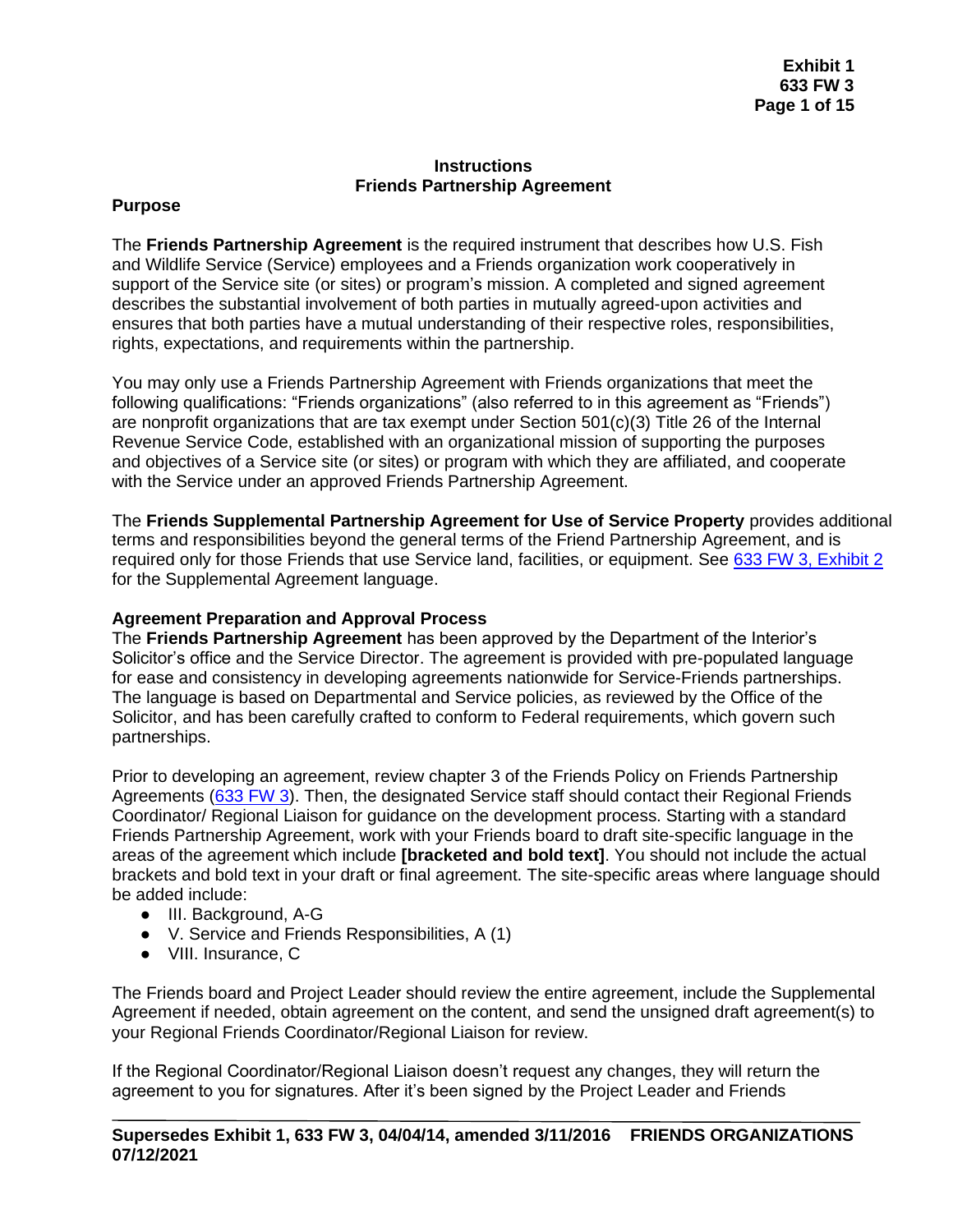**Instructions**
**Friends Partnership Agreement**

## Purpose

The **Friends Partnership Agreement** is the required instrument that describes how U.S. Fish and Wildlife Service (Service) employees and a Friends organization work cooperatively in support of the Service site (or sites) or program's mission. A completed and signed agreement describes the substantial involvement of both parties in mutually agreed-upon activities and ensures that both parties have a mutual understanding of their respective roles, responsibilities, rights, expectations, and requirements within the partnership.

You may only use a Friends Partnership Agreement with Friends organizations that meet the following qualifications: "Friends organizations" (also referred to in this agreement as "Friends") are nonprofit organizations that are tax exempt under Section 501(c)(3) Title 26 of the Internal Revenue Service Code, established with an organizational mission of supporting the purposes and objectives of a Service site (or sites) or program with which they are affiliated, and cooperate with the Service under an approved Friends Partnership Agreement.

The **Friends Supplemental Partnership Agreement for Use of Service Property** provides additional terms and responsibilities beyond the general terms of the Friend Partnership Agreement, and is required only for those Friends that use Service land, facilities, or equipment. See 633 FW 3, Exhibit 2 for the Supplemental Agreement language.

## Agreement Preparation and Approval Process

The **Friends Partnership Agreement** has been approved by the Department of the Interior's Solicitor's office and the Service Director. The agreement is provided with pre-populated language for ease and consistency in developing agreements nationwide for Service-Friends partnerships. The language is based on Departmental and Service policies, as reviewed by the Office of the Solicitor, and has been carefully crafted to conform to Federal requirements, which govern such partnerships.

Prior to developing an agreement, review chapter 3 of the Friends Policy on Friends Partnership Agreements (633 FW 3). Then, the designated Service staff should contact their Regional Friends Coordinator/ Regional Liaison for guidance on the development process. Starting with a standard Friends Partnership Agreement, work with your Friends board to draft site-specific language in the areas of the agreement which include **[bracketed and bold text]**. You should not include the actual brackets and bold text in your draft or final agreement. The site-specific areas where language should be added include:

- III. Background, A-G
- V. Service and Friends Responsibilities, A (1)
- VIII. Insurance, C

The Friends board and Project Leader should review the entire agreement, include the Supplemental Agreement if needed, obtain agreement on the content, and send the unsigned draft agreement(s) to your Regional Friends Coordinator/Regional Liaison for review.

If the Regional Coordinator/Regional Liaison doesn't request any changes, they will return the agreement to you for signatures. After it's been signed by the Project Leader and Friends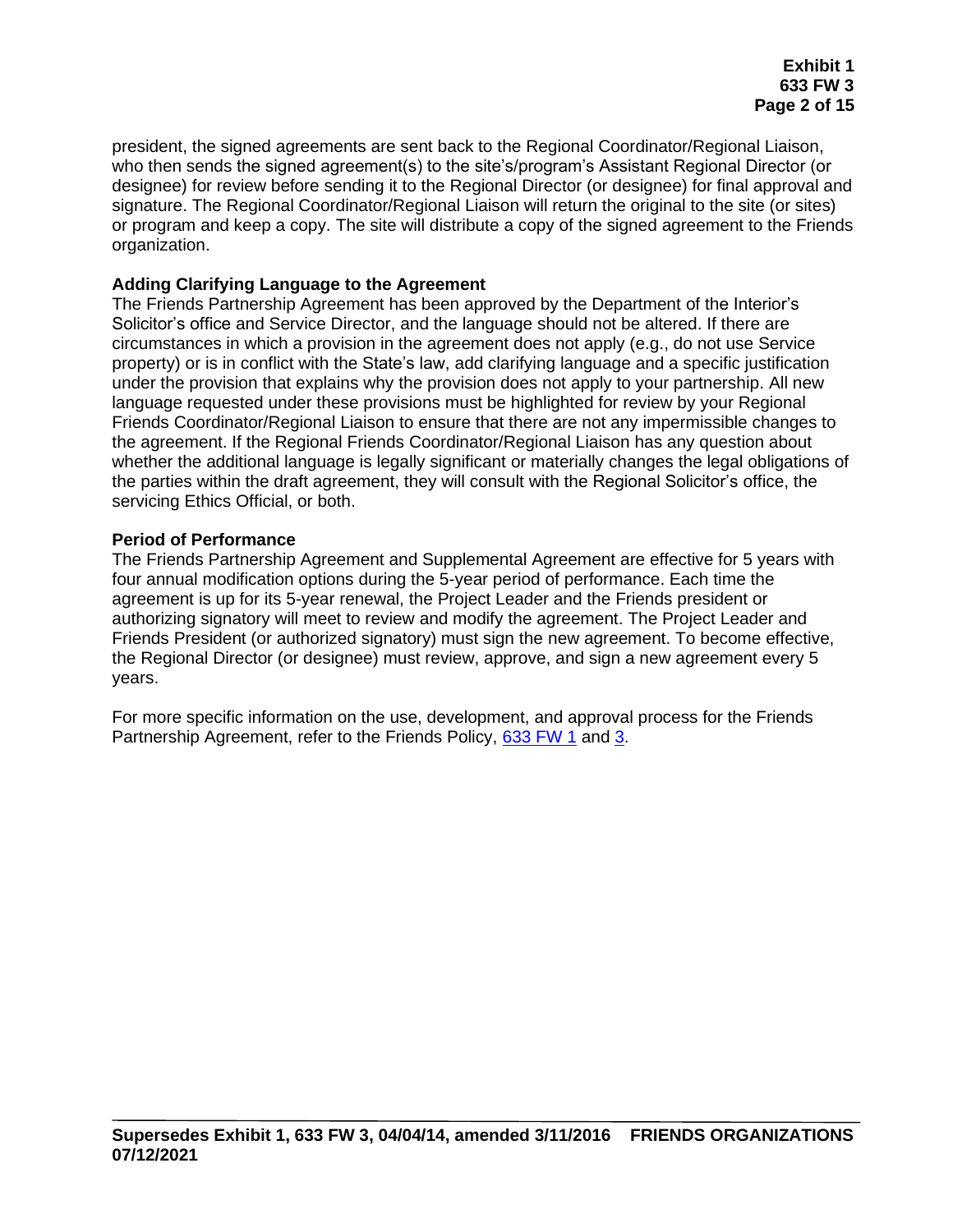president, the signed agreements are sent back to the Regional Coordinator/Regional Liaison, who then sends the signed agreement(s) to the site's/program's Assistant Regional Director (or designee) for review before sending it to the Regional Director (or designee) for final approval and signature. The Regional Coordinator/Regional Liaison will return the original to the site (or sites) or program and keep a copy. The site will distribute a copy of the signed agreement to the Friends organization.

**Adding Clarifying Language to the Agreement**

The Friends Partnership Agreement has been approved by the Department of the Interior's Solicitor's office and Service Director, and the language should not be altered. If there are circumstances in which a provision in the agreement does not apply (e.g., do not use Service property) or is in conflict with the State's law, add clarifying language and a specific justification under the provision that explains why the provision does not apply to your partnership. All new language requested under these provisions must be highlighted for review by your Regional Friends Coordinator/Regional Liaison to ensure that there are not any impermissible changes to the agreement. If the Regional Friends Coordinator/Regional Liaison has any question about whether the additional language is legally significant or materially changes the legal obligations of the parties within the draft agreement, they will consult with the Regional Solicitor's office, the servicing Ethics Official, or both.

**Period of Performance**

The Friends Partnership Agreement and Supplemental Agreement are effective for 5 years with four annual modification options during the 5-year period of performance. Each time the agreement is up for its 5-year renewal, the Project Leader and the Friends president or authorizing signatory will meet to review and modify the agreement. The Project Leader and Friends President (or authorized signatory) must sign the new agreement. To become effective, the Regional Director (or designee) must review, approve, and sign a new agreement every 5 years.

For more specific information on the use, development, and approval process for the Friends Partnership Agreement, refer to the Friends Policy, 633 FW 1 and 3.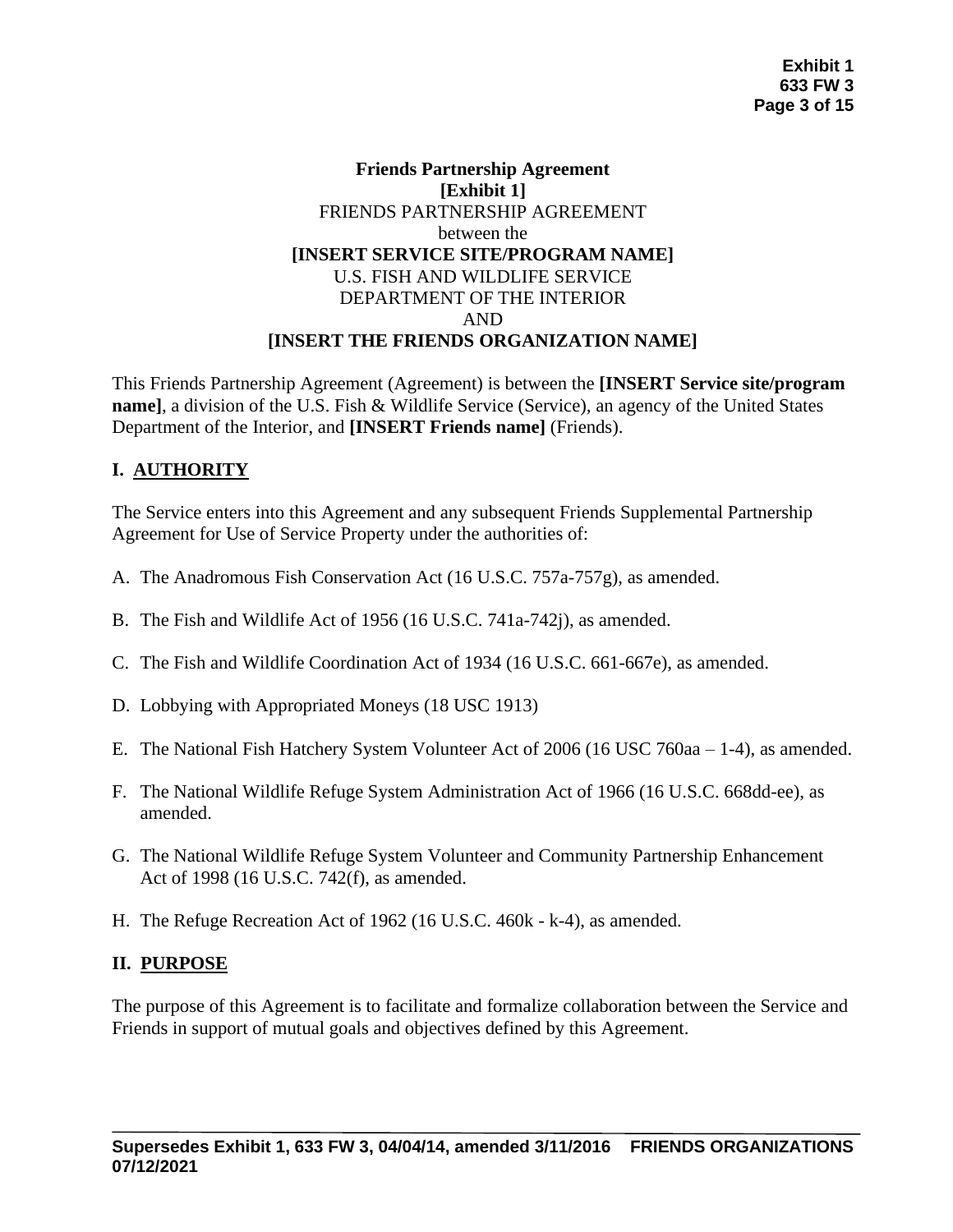**Friends Partnership Agreement**
**[Exhibit 1]**
FRIENDS PARTNERSHIP AGREEMENT
between the
**[INSERT SERVICE SITE/PROGRAM NAME]**
U.S. FISH AND WILDLIFE SERVICE
DEPARTMENT OF THE INTERIOR
AND
**[INSERT THE FRIENDS ORGANIZATION NAME]**

This Friends Partnership Agreement (Agreement) is between the **[INSERT Service site/program name]**, a division of the U.S. Fish & Wildlife Service (Service), an agency of the United States Department of the Interior, and **[INSERT Friends name]** (Friends).

## I. AUTHORITY

The Service enters into this Agreement and any subsequent Friends Supplemental Partnership Agreement for Use of Service Property under the authorities of:

A. The Anadromous Fish Conservation Act (16 U.S.C. 757a-757g), as amended.

B. The Fish and Wildlife Act of 1956 (16 U.S.C. 741a-742j), as amended.

C. The Fish and Wildlife Coordination Act of 1934 (16 U.S.C. 661-667e), as amended.

D. Lobbying with Appropriated Moneys (18 USC 1913)

E. The National Fish Hatchery System Volunteer Act of 2006 (16 USC 760aa – 1-4), as amended.

F. The National Wildlife Refuge System Administration Act of 1966 (16 U.S.C. 668dd-ee), as amended.

G. The National Wildlife Refuge System Volunteer and Community Partnership Enhancement Act of 1998 (16 U.S.C. 742(f), as amended.

H. The Refuge Recreation Act of 1962 (16 U.S.C. 460k - k-4), as amended.

## II. PURPOSE

The purpose of this Agreement is to facilitate and formalize collaboration between the Service and Friends in support of mutual goals and objectives defined by this Agreement.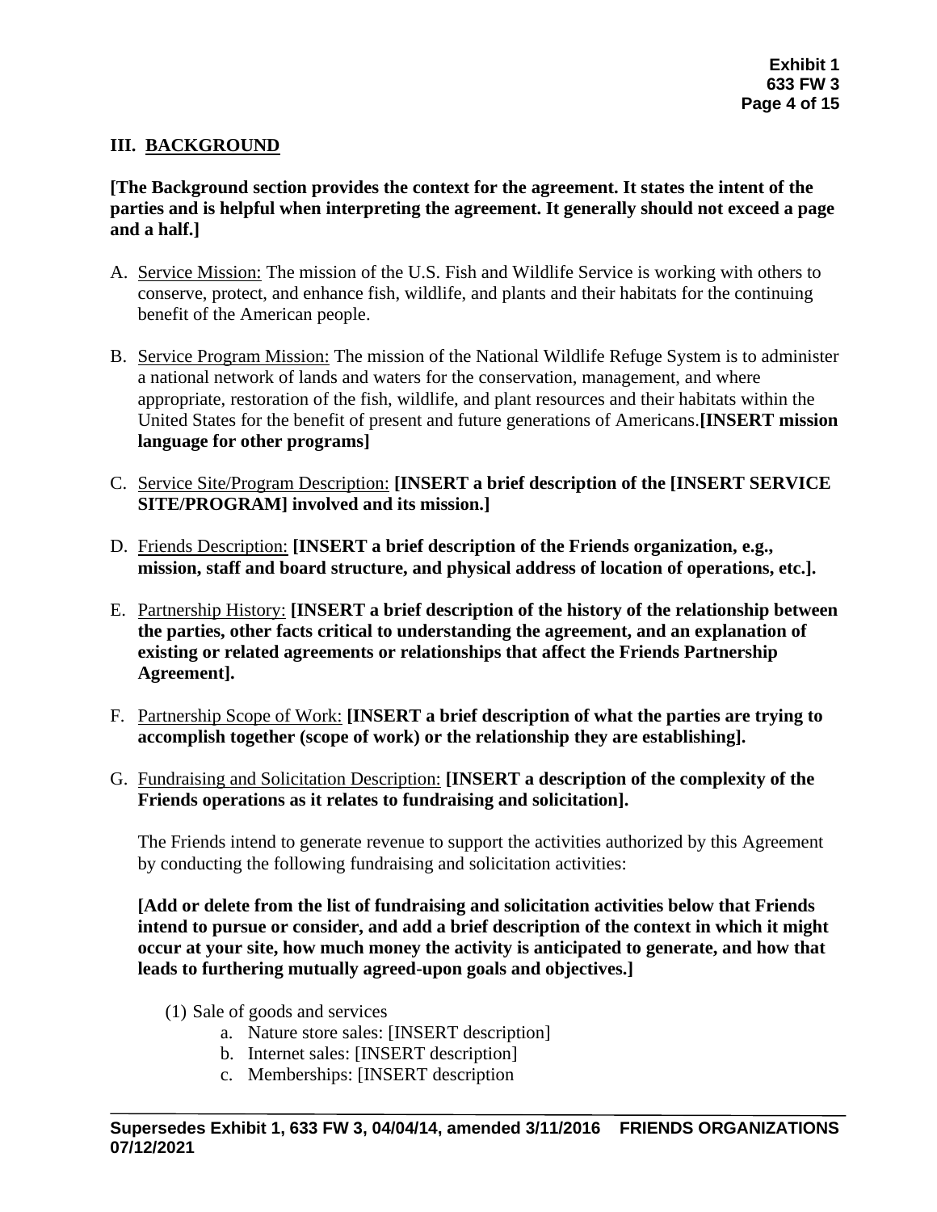## III. BACKGROUND

**[The Background section provides the context for the agreement. It states the intent of the parties and is helpful when interpreting the agreement. It generally should not exceed a page and a half.]**

A. Service Mission: The mission of the U.S. Fish and Wildlife Service is working with others to conserve, protect, and enhance fish, wildlife, and plants and their habitats for the continuing benefit of the American people.

B. Service Program Mission: The mission of the National Wildlife Refuge System is to administer a national network of lands and waters for the conservation, management, and where appropriate, restoration of the fish, wildlife, and plant resources and their habitats within the United States for the benefit of present and future generations of Americans.**[INSERT mission language for other programs]**

C. Service Site/Program Description: **[INSERT a brief description of the [INSERT SERVICE SITE/PROGRAM] involved and its mission.]**

D. Friends Description: **[INSERT a brief description of the Friends organization, e.g., mission, staff and board structure, and physical address of location of operations, etc.].**

E. Partnership History: **[INSERT a brief description of the history of the relationship between the parties, other facts critical to understanding the agreement, and an explanation of existing or related agreements or relationships that affect the Friends Partnership Agreement].**

F. Partnership Scope of Work: **[INSERT a brief description of what the parties are trying to accomplish together (scope of work) or the relationship they are establishing].**

G. Fundraising and Solicitation Description: **[INSERT a description of the complexity of the Friends operations as it relates to fundraising and solicitation].**

The Friends intend to generate revenue to support the activities authorized by this Agreement by conducting the following fundraising and solicitation activities:

**[Add or delete from the list of fundraising and solicitation activities below that Friends intend to pursue or consider, and add a brief description of the context in which it might occur at your site, how much money the activity is anticipated to generate, and how that leads to furthering mutually agreed-upon goals and objectives.]**

(1) Sale of goods and services

- a. Nature store sales: [INSERT description]
- b. Internet sales: [INSERT description]
- c. Memberships: [INSERT description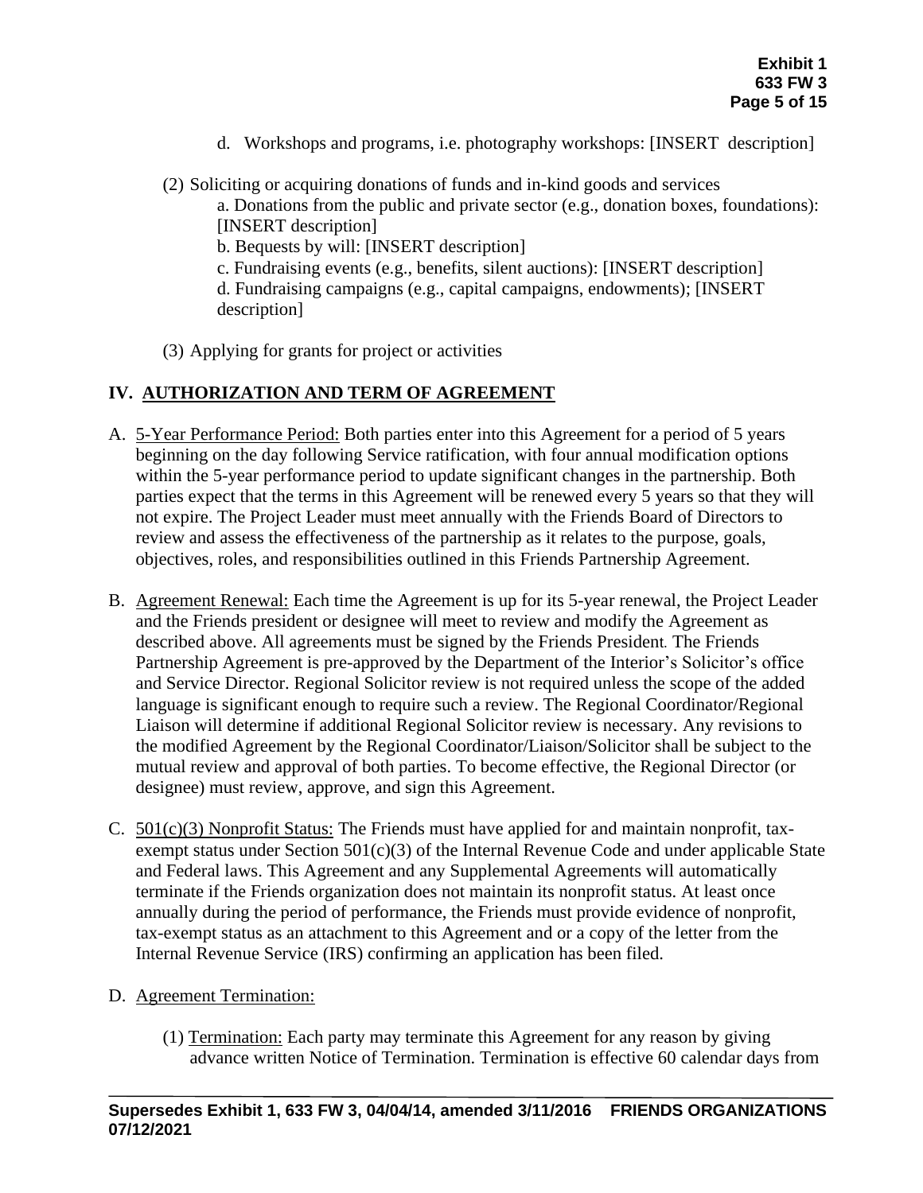d. Workshops and programs, i.e. photography workshops: [INSERT description]

(2) Soliciting or acquiring donations of funds and in-kind goods and services

a. Donations from the public and private sector (e.g., donation boxes, foundations): [INSERT description]

b. Bequests by will: [INSERT description]

c. Fundraising events (e.g., benefits, silent auctions): [INSERT description]

d. Fundraising campaigns (e.g., capital campaigns, endowments); [INSERT description]

(3) Applying for grants for project or activities

## IV. AUTHORIZATION AND TERM OF AGREEMENT

A. 5-Year Performance Period: Both parties enter into this Agreement for a period of 5 years beginning on the day following Service ratification, with four annual modification options within the 5-year performance period to update significant changes in the partnership. Both parties expect that the terms in this Agreement will be renewed every 5 years so that they will not expire. The Project Leader must meet annually with the Friends Board of Directors to review and assess the effectiveness of the partnership as it relates to the purpose, goals, objectives, roles, and responsibilities outlined in this Friends Partnership Agreement.

B. Agreement Renewal: Each time the Agreement is up for its 5-year renewal, the Project Leader and the Friends president or designee will meet to review and modify the Agreement as described above. All agreements must be signed by the Friends President. The Friends Partnership Agreement is pre-approved by the Department of the Interior's Solicitor's office and Service Director. Regional Solicitor review is not required unless the scope of the added language is significant enough to require such a review. The Regional Coordinator/Regional Liaison will determine if additional Regional Solicitor review is necessary. Any revisions to the modified Agreement by the Regional Coordinator/Liaison/Solicitor shall be subject to the mutual review and approval of both parties. To become effective, the Regional Director (or designee) must review, approve, and sign this Agreement.

C. 501(c)(3) Nonprofit Status: The Friends must have applied for and maintain nonprofit, tax-exempt status under Section 501(c)(3) of the Internal Revenue Code and under applicable State and Federal laws. This Agreement and any Supplemental Agreements will automatically terminate if the Friends organization does not maintain its nonprofit status. At least once annually during the period of performance, the Friends must provide evidence of nonprofit, tax-exempt status as an attachment to this Agreement and or a copy of the letter from the Internal Revenue Service (IRS) confirming an application has been filed.

D. Agreement Termination:

(1) Termination: Each party may terminate this Agreement for any reason by giving advance written Notice of Termination. Termination is effective 60 calendar days from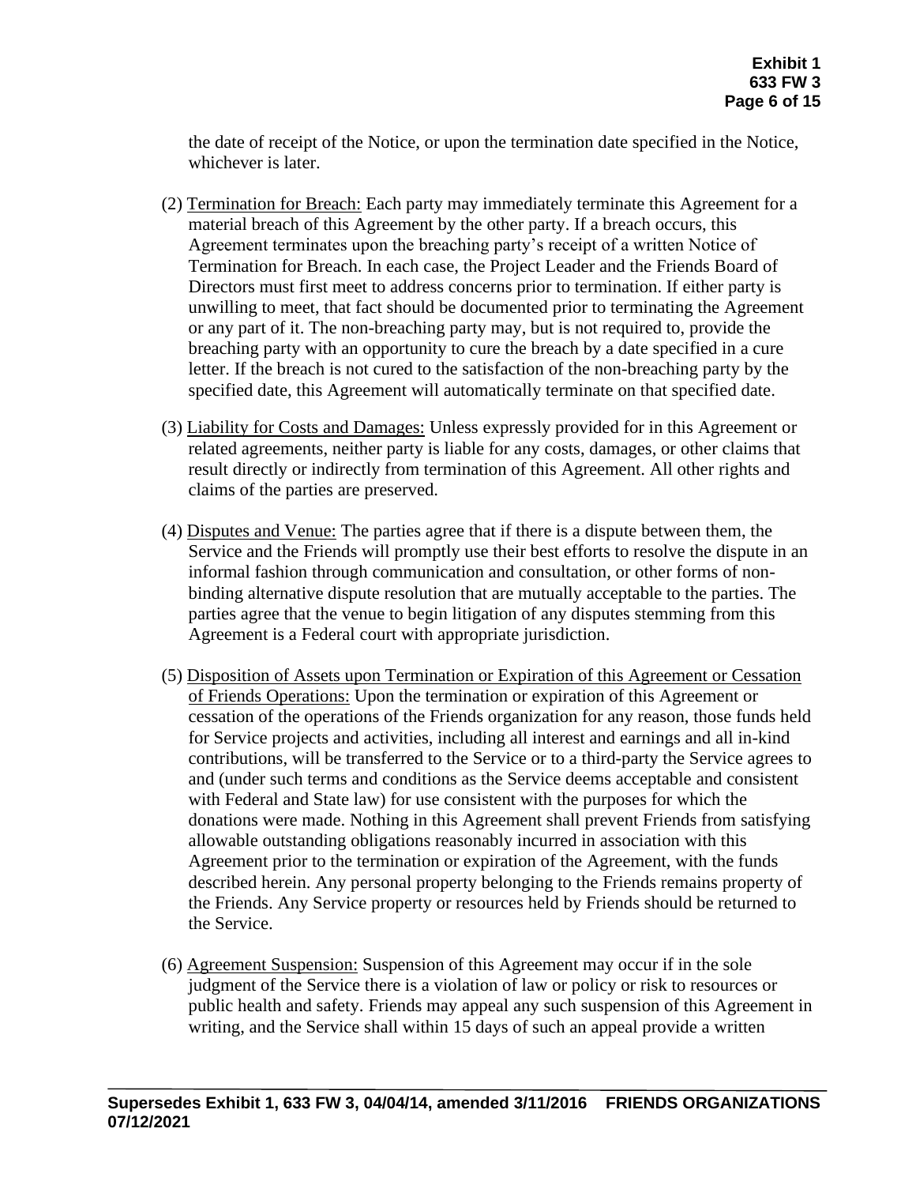the date of receipt of the Notice, or upon the termination date specified in the Notice, whichever is later.

(2) Termination for Breach: Each party may immediately terminate this Agreement for a material breach of this Agreement by the other party. If a breach occurs, this Agreement terminates upon the breaching party's receipt of a written Notice of Termination for Breach. In each case, the Project Leader and the Friends Board of Directors must first meet to address concerns prior to termination. If either party is unwilling to meet, that fact should be documented prior to terminating the Agreement or any part of it. The non-breaching party may, but is not required to, provide the breaching party with an opportunity to cure the breach by a date specified in a cure letter. If the breach is not cured to the satisfaction of the non-breaching party by the specified date, this Agreement will automatically terminate on that specified date.

(3) Liability for Costs and Damages: Unless expressly provided for in this Agreement or related agreements, neither party is liable for any costs, damages, or other claims that result directly or indirectly from termination of this Agreement. All other rights and claims of the parties are preserved.

(4) Disputes and Venue: The parties agree that if there is a dispute between them, the Service and the Friends will promptly use their best efforts to resolve the dispute in an informal fashion through communication and consultation, or other forms of non-binding alternative dispute resolution that are mutually acceptable to the parties. The parties agree that the venue to begin litigation of any disputes stemming from this Agreement is a Federal court with appropriate jurisdiction.

(5) Disposition of Assets upon Termination or Expiration of this Agreement or Cessation of Friends Operations: Upon the termination or expiration of this Agreement or cessation of the operations of the Friends organization for any reason, those funds held for Service projects and activities, including all interest and earnings and all in-kind contributions, will be transferred to the Service or to a third-party the Service agrees to and (under such terms and conditions as the Service deems acceptable and consistent with Federal and State law) for use consistent with the purposes for which the donations were made. Nothing in this Agreement shall prevent Friends from satisfying allowable outstanding obligations reasonably incurred in association with this Agreement prior to the termination or expiration of the Agreement, with the funds described herein. Any personal property belonging to the Friends remains property of the Friends. Any Service property or resources held by Friends should be returned to the Service.

(6) Agreement Suspension: Suspension of this Agreement may occur if in the sole judgment of the Service there is a violation of law or policy or risk to resources or public health and safety. Friends may appeal any such suspension of this Agreement in writing, and the Service shall within 15 days of such an appeal provide a written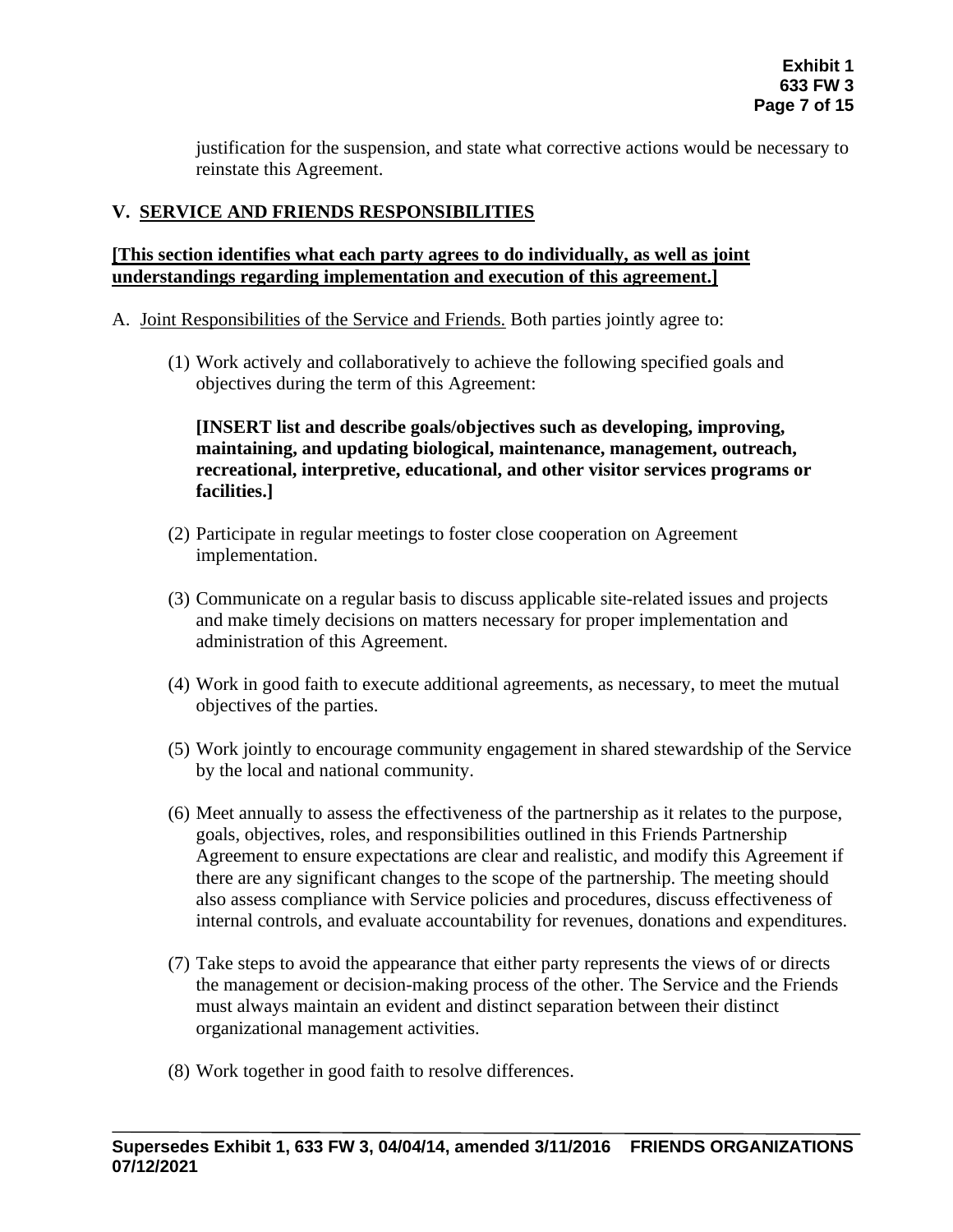justification for the suspension, and state what corrective actions would be necessary to reinstate this Agreement.

## V. SERVICE AND FRIENDS RESPONSIBILITIES

**[This section identifies what each party agrees to do individually, as well as joint understandings regarding implementation and execution of this agreement.]**

A. Joint Responsibilities of the Service and Friends. Both parties jointly agree to:

(1) Work actively and collaboratively to achieve the following specified goals and objectives during the term of this Agreement:

**[INSERT list and describe goals/objectives such as developing, improving, maintaining, and updating biological, maintenance, management, outreach, recreational, interpretive, educational, and other visitor services programs or facilities.]**

(2) Participate in regular meetings to foster close cooperation on Agreement implementation.

(3) Communicate on a regular basis to discuss applicable site-related issues and projects and make timely decisions on matters necessary for proper implementation and administration of this Agreement.

(4) Work in good faith to execute additional agreements, as necessary, to meet the mutual objectives of the parties.

(5) Work jointly to encourage community engagement in shared stewardship of the Service by the local and national community.

(6) Meet annually to assess the effectiveness of the partnership as it relates to the purpose, goals, objectives, roles, and responsibilities outlined in this Friends Partnership Agreement to ensure expectations are clear and realistic, and modify this Agreement if there are any significant changes to the scope of the partnership. The meeting should also assess compliance with Service policies and procedures, discuss effectiveness of internal controls, and evaluate accountability for revenues, donations and expenditures.

(7) Take steps to avoid the appearance that either party represents the views of or directs the management or decision-making process of the other. The Service and the Friends must always maintain an evident and distinct separation between their distinct organizational management activities.

(8) Work together in good faith to resolve differences.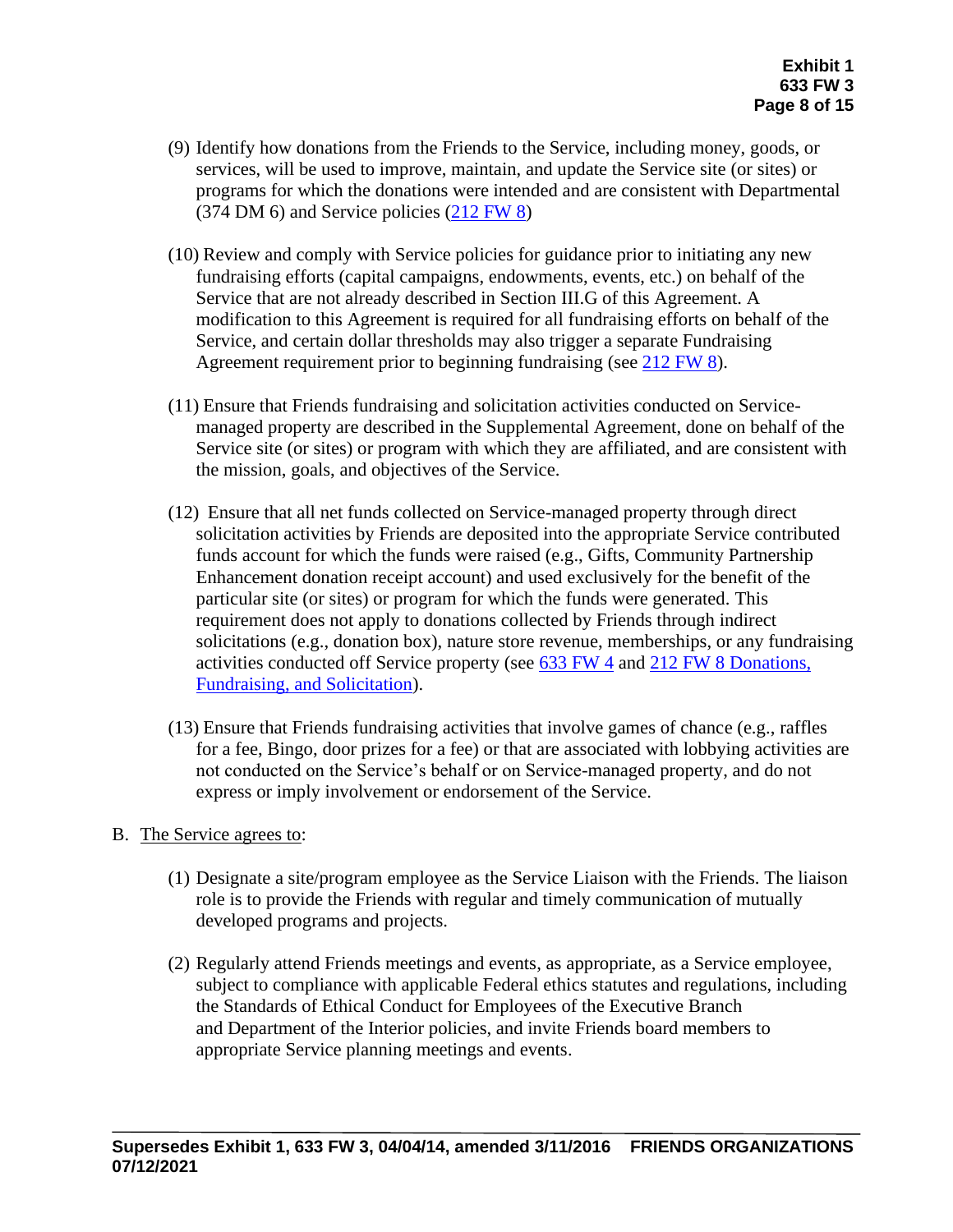(9) Identify how donations from the Friends to the Service, including money, goods, or services, will be used to improve, maintain, and update the Service site (or sites) or programs for which the donations were intended and are consistent with Departmental (374 DM 6) and Service policies (212 FW 8)

(10) Review and comply with Service policies for guidance prior to initiating any new fundraising efforts (capital campaigns, endowments, events, etc.) on behalf of the Service that are not already described in Section III.G of this Agreement. A modification to this Agreement is required for all fundraising efforts on behalf of the Service, and certain dollar thresholds may also trigger a separate Fundraising Agreement requirement prior to beginning fundraising (see 212 FW 8).

(11) Ensure that Friends fundraising and solicitation activities conducted on Service-managed property are described in the Supplemental Agreement, done on behalf of the Service site (or sites) or program with which they are affiliated, and are consistent with the mission, goals, and objectives of the Service.

(12) Ensure that all net funds collected on Service-managed property through direct solicitation activities by Friends are deposited into the appropriate Service contributed funds account for which the funds were raised (e.g., Gifts, Community Partnership Enhancement donation receipt account) and used exclusively for the benefit of the particular site (or sites) or program for which the funds were generated. This requirement does not apply to donations collected by Friends through indirect solicitations (e.g., donation box), nature store revenue, memberships, or any fundraising activities conducted off Service property (see 633 FW 4 and 212 FW 8 Donations, Fundraising, and Solicitation).

(13) Ensure that Friends fundraising activities that involve games of chance (e.g., raffles for a fee, Bingo, door prizes for a fee) or that are associated with lobbying activities are not conducted on the Service's behalf or on Service-managed property, and do not express or imply involvement or endorsement of the Service.

B. The Service agrees to:

(1) Designate a site/program employee as the Service Liaison with the Friends. The liaison role is to provide the Friends with regular and timely communication of mutually developed programs and projects.

(2) Regularly attend Friends meetings and events, as appropriate, as a Service employee, subject to compliance with applicable Federal ethics statutes and regulations, including the Standards of Ethical Conduct for Employees of the Executive Branch and Department of the Interior policies, and invite Friends board members to appropriate Service planning meetings and events.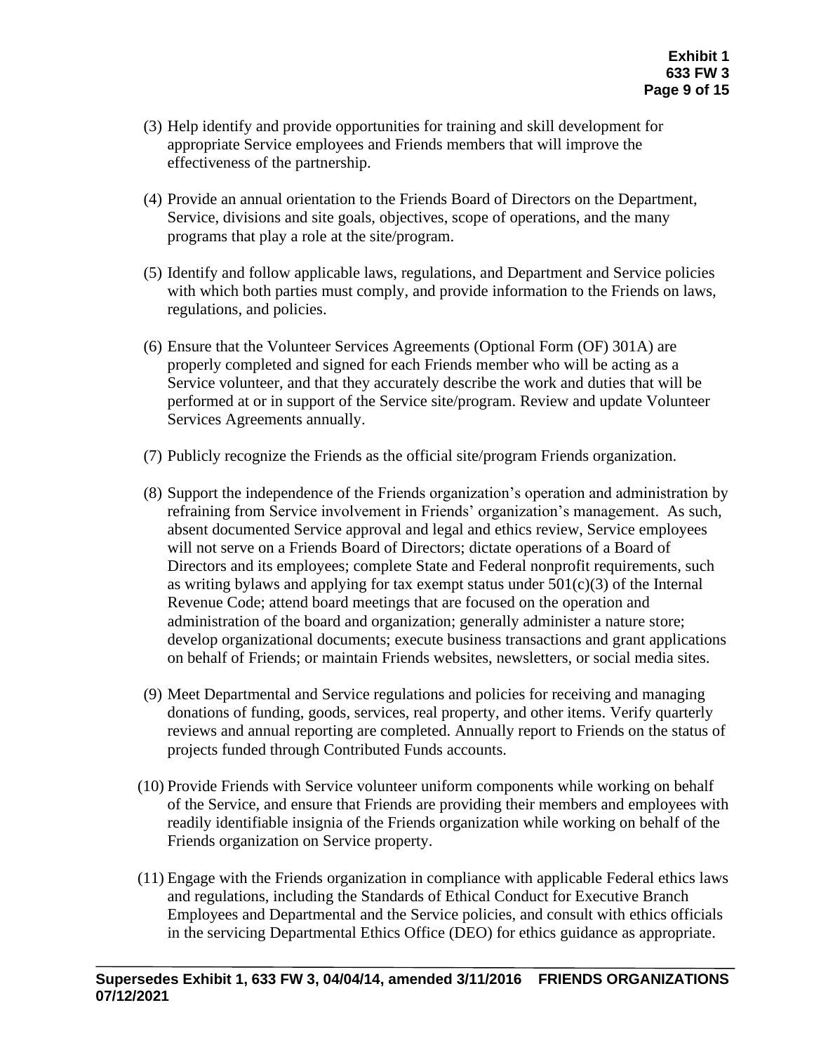(3) Help identify and provide opportunities for training and skill development for appropriate Service employees and Friends members that will improve the effectiveness of the partnership.

(4) Provide an annual orientation to the Friends Board of Directors on the Department, Service, divisions and site goals, objectives, scope of operations, and the many programs that play a role at the site/program.

(5) Identify and follow applicable laws, regulations, and Department and Service policies with which both parties must comply, and provide information to the Friends on laws, regulations, and policies.

(6) Ensure that the Volunteer Services Agreements (Optional Form (OF) 301A) are properly completed and signed for each Friends member who will be acting as a Service volunteer, and that they accurately describe the work and duties that will be performed at or in support of the Service site/program. Review and update Volunteer Services Agreements annually.

(7) Publicly recognize the Friends as the official site/program Friends organization.

(8) Support the independence of the Friends organization's operation and administration by refraining from Service involvement in Friends' organization's management. As such, absent documented Service approval and legal and ethics review, Service employees will not serve on a Friends Board of Directors; dictate operations of a Board of Directors and its employees; complete State and Federal nonprofit requirements, such as writing bylaws and applying for tax exempt status under 501(c)(3) of the Internal Revenue Code; attend board meetings that are focused on the operation and administration of the board and organization; generally administer a nature store; develop organizational documents; execute business transactions and grant applications on behalf of Friends; or maintain Friends websites, newsletters, or social media sites.

(9) Meet Departmental and Service regulations and policies for receiving and managing donations of funding, goods, services, real property, and other items. Verify quarterly reviews and annual reporting are completed. Annually report to Friends on the status of projects funded through Contributed Funds accounts.

(10) Provide Friends with Service volunteer uniform components while working on behalf of the Service, and ensure that Friends are providing their members and employees with readily identifiable insignia of the Friends organization while working on behalf of the Friends organization on Service property.

(11) Engage with the Friends organization in compliance with applicable Federal ethics laws and regulations, including the Standards of Ethical Conduct for Executive Branch Employees and Departmental and the Service policies, and consult with ethics officials in the servicing Departmental Ethics Office (DEO) for ethics guidance as appropriate.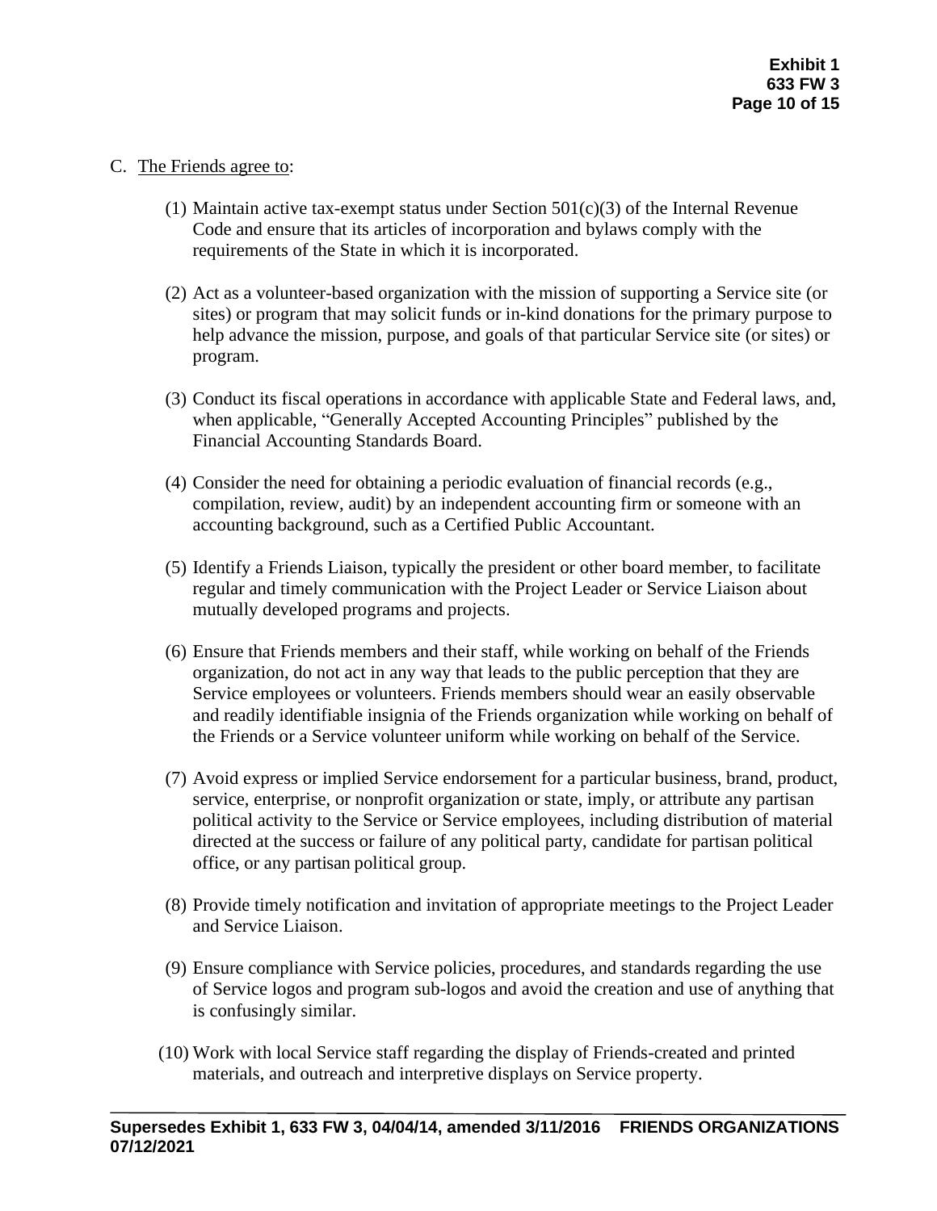C. <u>The Friends agree to</u>:

(1) Maintain active tax-exempt status under Section 501(c)(3) of the Internal Revenue Code and ensure that its articles of incorporation and bylaws comply with the requirements of the State in which it is incorporated.

(2) Act as a volunteer-based organization with the mission of supporting a Service site (or sites) or program that may solicit funds or in-kind donations for the primary purpose to help advance the mission, purpose, and goals of that particular Service site (or sites) or program.

(3) Conduct its fiscal operations in accordance with applicable State and Federal laws, and, when applicable, "Generally Accepted Accounting Principles" published by the Financial Accounting Standards Board.

(4) Consider the need for obtaining a periodic evaluation of financial records (e.g., compilation, review, audit) by an independent accounting firm or someone with an accounting background, such as a Certified Public Accountant.

(5) Identify a Friends Liaison, typically the president or other board member, to facilitate regular and timely communication with the Project Leader or Service Liaison about mutually developed programs and projects.

(6) Ensure that Friends members and their staff, while working on behalf of the Friends organization, do not act in any way that leads to the public perception that they are Service employees or volunteers. Friends members should wear an easily observable and readily identifiable insignia of the Friends organization while working on behalf of the Friends or a Service volunteer uniform while working on behalf of the Service.

(7) Avoid express or implied Service endorsement for a particular business, brand, product, service, enterprise, or nonprofit organization or state, imply, or attribute any partisan political activity to the Service or Service employees, including distribution of material directed at the success or failure of any political party, candidate for partisan political office, or any partisan political group.

(8) Provide timely notification and invitation of appropriate meetings to the Project Leader and Service Liaison.

(9) Ensure compliance with Service policies, procedures, and standards regarding the use of Service logos and program sub-logos and avoid the creation and use of anything that is confusingly similar.

(10) Work with local Service staff regarding the display of Friends-created and printed materials, and outreach and interpretive displays on Service property.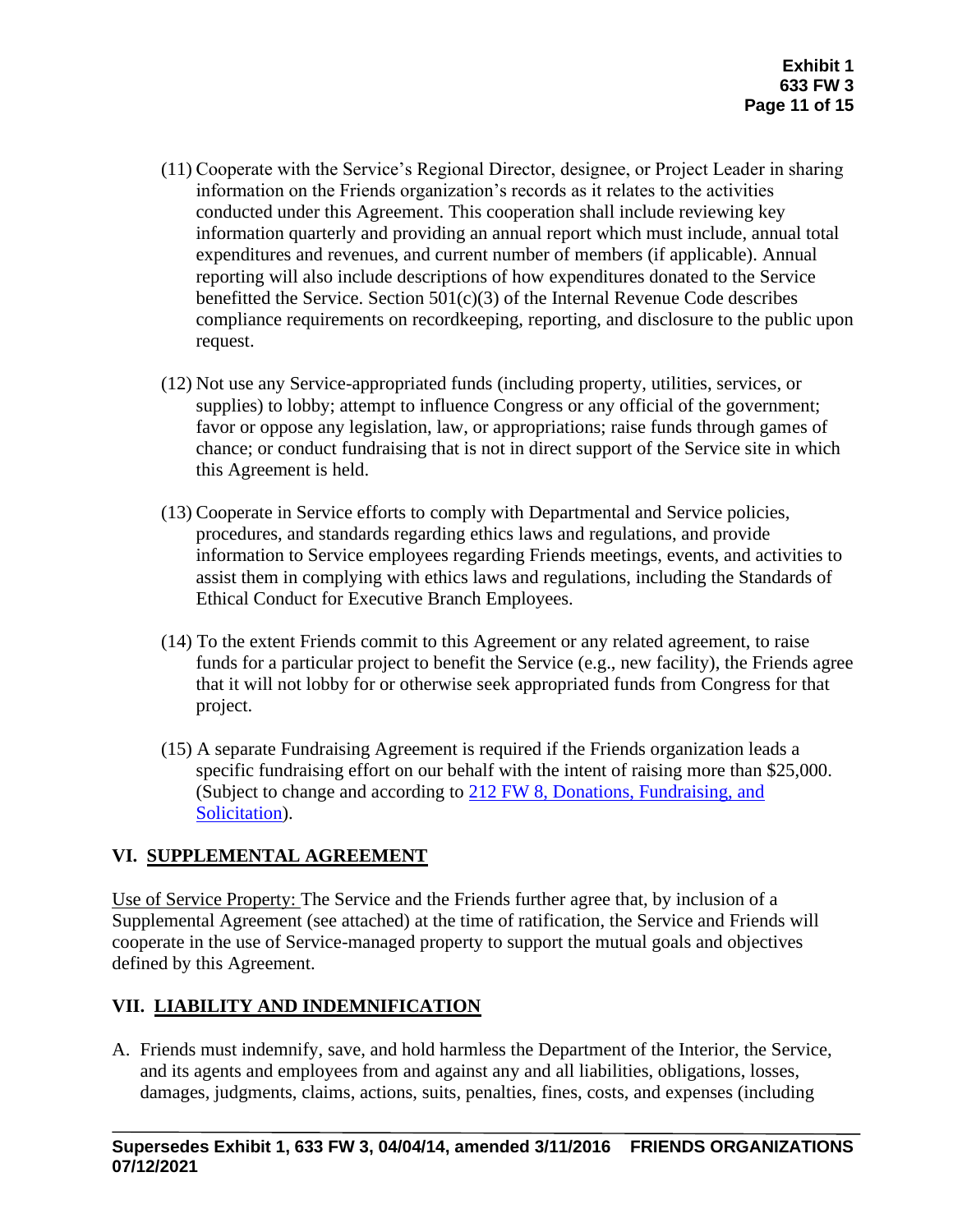(11) Cooperate with the Service's Regional Director, designee, or Project Leader in sharing information on the Friends organization's records as it relates to the activities conducted under this Agreement. This cooperation shall include reviewing key information quarterly and providing an annual report which must include, annual total expenditures and revenues, and current number of members (if applicable). Annual reporting will also include descriptions of how expenditures donated to the Service benefitted the Service. Section 501(c)(3) of the Internal Revenue Code describes compliance requirements on recordkeeping, reporting, and disclosure to the public upon request.

(12) Not use any Service-appropriated funds (including property, utilities, services, or supplies) to lobby; attempt to influence Congress or any official of the government; favor or oppose any legislation, law, or appropriations; raise funds through games of chance; or conduct fundraising that is not in direct support of the Service site in which this Agreement is held.

(13) Cooperate in Service efforts to comply with Departmental and Service policies, procedures, and standards regarding ethics laws and regulations, and provide information to Service employees regarding Friends meetings, events, and activities to assist them in complying with ethics laws and regulations, including the Standards of Ethical Conduct for Executive Branch Employees.

(14) To the extent Friends commit to this Agreement or any related agreement, to raise funds for a particular project to benefit the Service (e.g., new facility), the Friends agree that it will not lobby for or otherwise seek appropriated funds from Congress for that project.

(15) A separate Fundraising Agreement is required if the Friends organization leads a specific fundraising effort on our behalf with the intent of raising more than $25,000. (Subject to change and according to 212 FW 8, Donations, Fundraising, and Solicitation).

## VI. SUPPLEMENTAL AGREEMENT

Use of Service Property: The Service and the Friends further agree that, by inclusion of a Supplemental Agreement (see attached) at the time of ratification, the Service and Friends will cooperate in the use of Service-managed property to support the mutual goals and objectives defined by this Agreement.

## VII. LIABILITY AND INDEMNIFICATION

A. Friends must indemnify, save, and hold harmless the Department of the Interior, the Service, and its agents and employees from and against any and all liabilities, obligations, losses, damages, judgments, claims, actions, suits, penalties, fines, costs, and expenses (including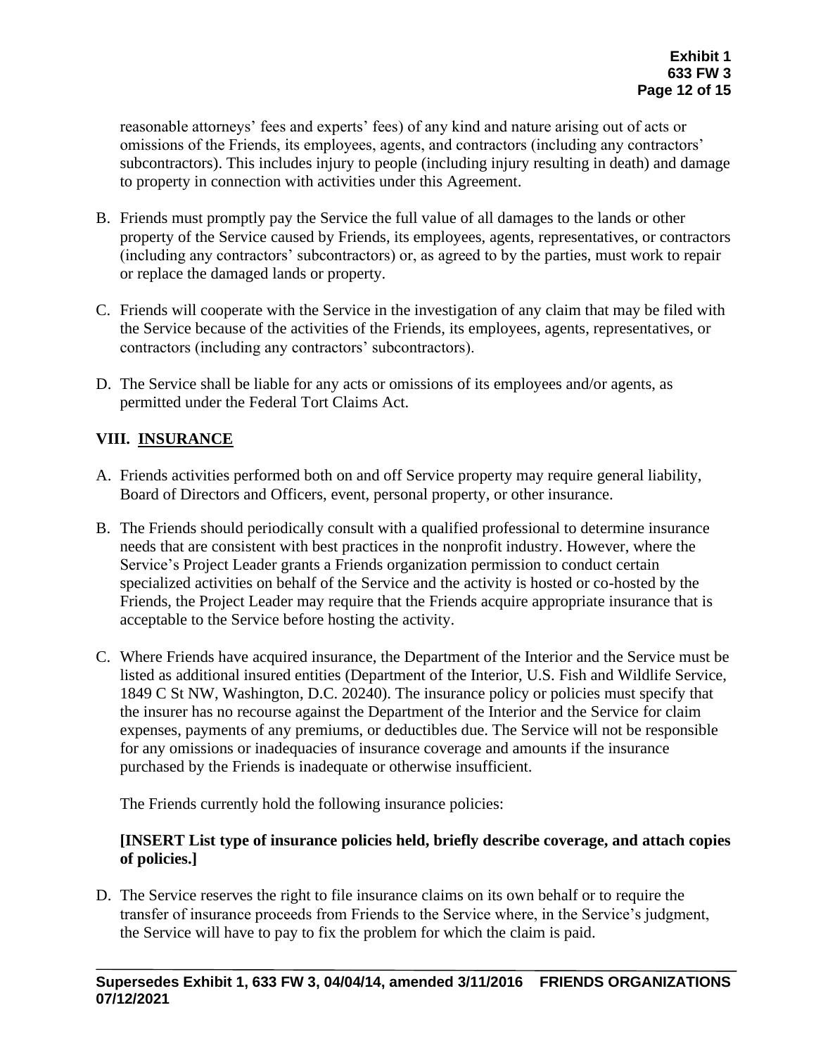reasonable attorneys' fees and experts' fees) of any kind and nature arising out of acts or omissions of the Friends, its employees, agents, and contractors (including any contractors' subcontractors). This includes injury to people (including injury resulting in death) and damage to property in connection with activities under this Agreement.

B. Friends must promptly pay the Service the full value of all damages to the lands or other property of the Service caused by Friends, its employees, agents, representatives, or contractors (including any contractors' subcontractors) or, as agreed to by the parties, must work to repair or replace the damaged lands or property.

C. Friends will cooperate with the Service in the investigation of any claim that may be filed with the Service because of the activities of the Friends, its employees, agents, representatives, or contractors (including any contractors' subcontractors).

D. The Service shall be liable for any acts or omissions of its employees and/or agents, as permitted under the Federal Tort Claims Act.

## VIII. INSURANCE

A. Friends activities performed both on and off Service property may require general liability, Board of Directors and Officers, event, personal property, or other insurance.

B. The Friends should periodically consult with a qualified professional to determine insurance needs that are consistent with best practices in the nonprofit industry. However, where the Service's Project Leader grants a Friends organization permission to conduct certain specialized activities on behalf of the Service and the activity is hosted or co-hosted by the Friends, the Project Leader may require that the Friends acquire appropriate insurance that is acceptable to the Service before hosting the activity.

C. Where Friends have acquired insurance, the Department of the Interior and the Service must be listed as additional insured entities (Department of the Interior, U.S. Fish and Wildlife Service, 1849 C St NW, Washington, D.C. 20240). The insurance policy or policies must specify that the insurer has no recourse against the Department of the Interior and the Service for claim expenses, payments of any premiums, or deductibles due. The Service will not be responsible for any omissions or inadequacies of insurance coverage and amounts if the insurance purchased by the Friends is inadequate or otherwise insufficient.

The Friends currently hold the following insurance policies:

**[INSERT List type of insurance policies held, briefly describe coverage, and attach copies of policies.]**

D. The Service reserves the right to file insurance claims on its own behalf or to require the transfer of insurance proceeds from Friends to the Service where, in the Service's judgment, the Service will have to pay to fix the problem for which the claim is paid.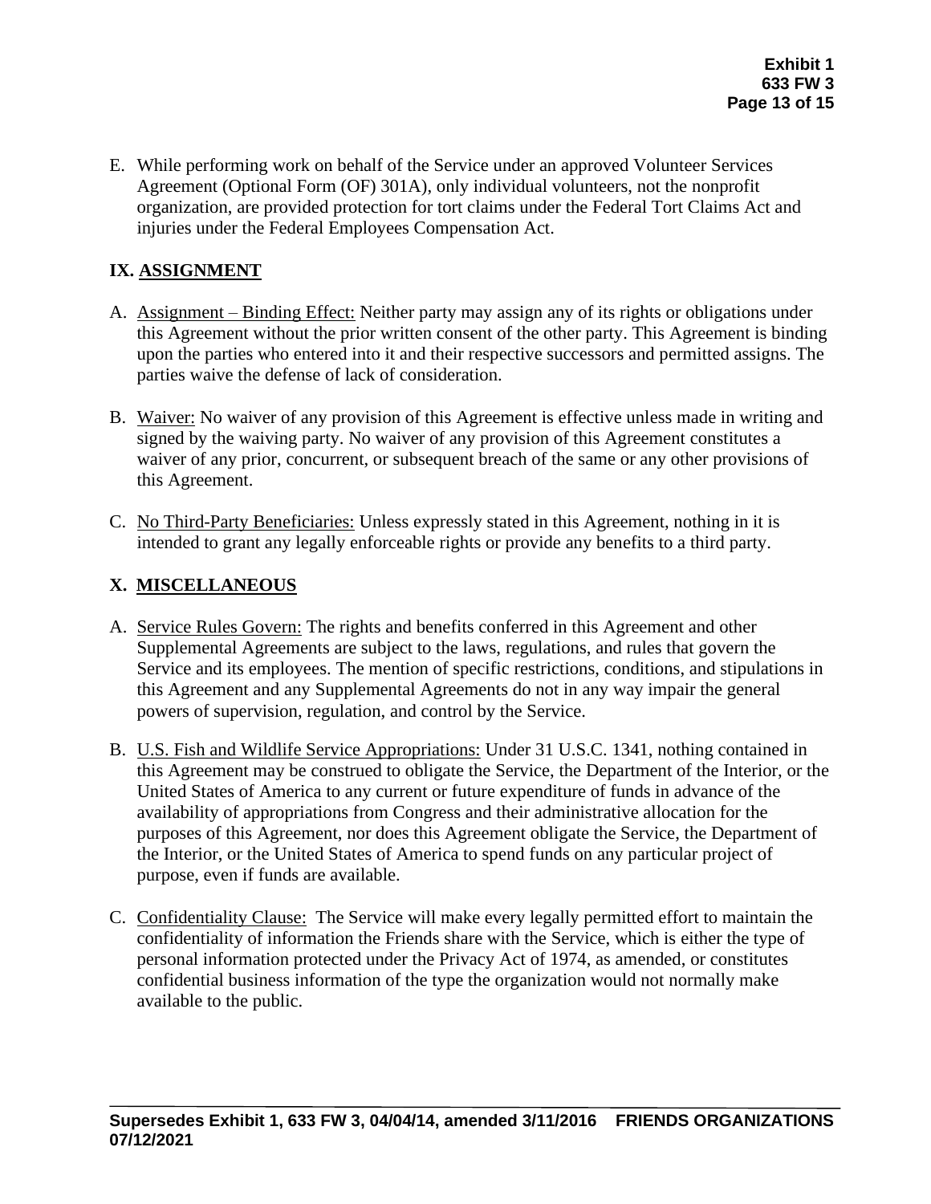E. While performing work on behalf of the Service under an approved Volunteer Services Agreement (Optional Form (OF) 301A), only individual volunteers, not the nonprofit organization, are provided protection for tort claims under the Federal Tort Claims Act and injuries under the Federal Employees Compensation Act.

## IX. ASSIGNMENT

A. Assignment – Binding Effect: Neither party may assign any of its rights or obligations under this Agreement without the prior written consent of the other party. This Agreement is binding upon the parties who entered into it and their respective successors and permitted assigns. The parties waive the defense of lack of consideration.

B. Waiver: No waiver of any provision of this Agreement is effective unless made in writing and signed by the waiving party. No waiver of any provision of this Agreement constitutes a waiver of any prior, concurrent, or subsequent breach of the same or any other provisions of this Agreement.

C. No Third-Party Beneficiaries: Unless expressly stated in this Agreement, nothing in it is intended to grant any legally enforceable rights or provide any benefits to a third party.

## X. MISCELLANEOUS

A. Service Rules Govern: The rights and benefits conferred in this Agreement and other Supplemental Agreements are subject to the laws, regulations, and rules that govern the Service and its employees. The mention of specific restrictions, conditions, and stipulations in this Agreement and any Supplemental Agreements do not in any way impair the general powers of supervision, regulation, and control by the Service.

B. U.S. Fish and Wildlife Service Appropriations: Under 31 U.S.C. 1341, nothing contained in this Agreement may be construed to obligate the Service, the Department of the Interior, or the United States of America to any current or future expenditure of funds in advance of the availability of appropriations from Congress and their administrative allocation for the purposes of this Agreement, nor does this Agreement obligate the Service, the Department of the Interior, or the United States of America to spend funds on any particular project of purpose, even if funds are available.

C. Confidentiality Clause: The Service will make every legally permitted effort to maintain the confidentiality of information the Friends share with the Service, which is either the type of personal information protected under the Privacy Act of 1974, as amended, or constitutes confidential business information of the type the organization would not normally make available to the public.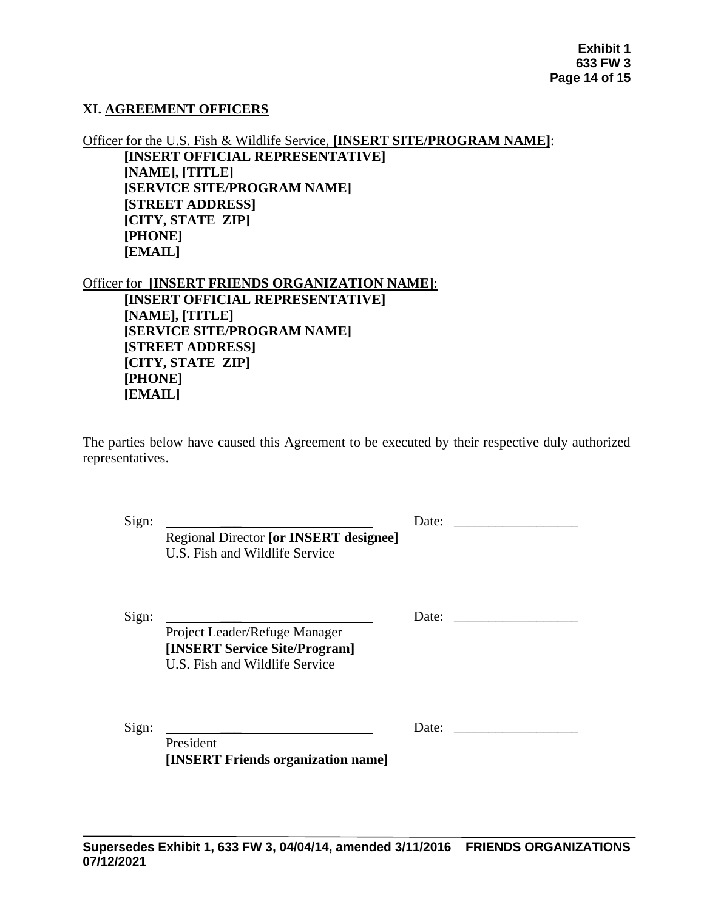### XI. AGREEMENT OFFICERS

Officer for the U.S. Fish & Wildlife Service, **[INSERT SITE/PROGRAM NAME]**:

> **[INSERT OFFICIAL REPRESENTATIVE]**
> **[NAME], [TITLE]**
> **[SERVICE SITE/PROGRAM NAME]**
> **[STREET ADDRESS]**
> **[CITY, STATE ZIP]**
> **[PHONE]**
> **[EMAIL]**

Officer for **[INSERT FRIENDS ORGANIZATION NAME]**:

> **[INSERT OFFICIAL REPRESENTATIVE]**
> **[NAME], [TITLE]**
> **[SERVICE SITE/PROGRAM NAME]**
> **[STREET ADDRESS]**
> **[CITY, STATE ZIP]**
> **[PHONE]**
> **[EMAIL]**

The parties below have caused this Agreement to be executed by their respective duly authorized representatives.

Sign: ______________________________ Date: __________________
Regional Director **[or INSERT designee]**
U.S. Fish and Wildlife Service

Sign: ______________________________ Date: __________________
Project Leader/Refuge Manager
**[INSERT Service Site/Program]**
U.S. Fish and Wildlife Service

Sign: ______________________________ Date: __________________
President
**[INSERT Friends organization name]**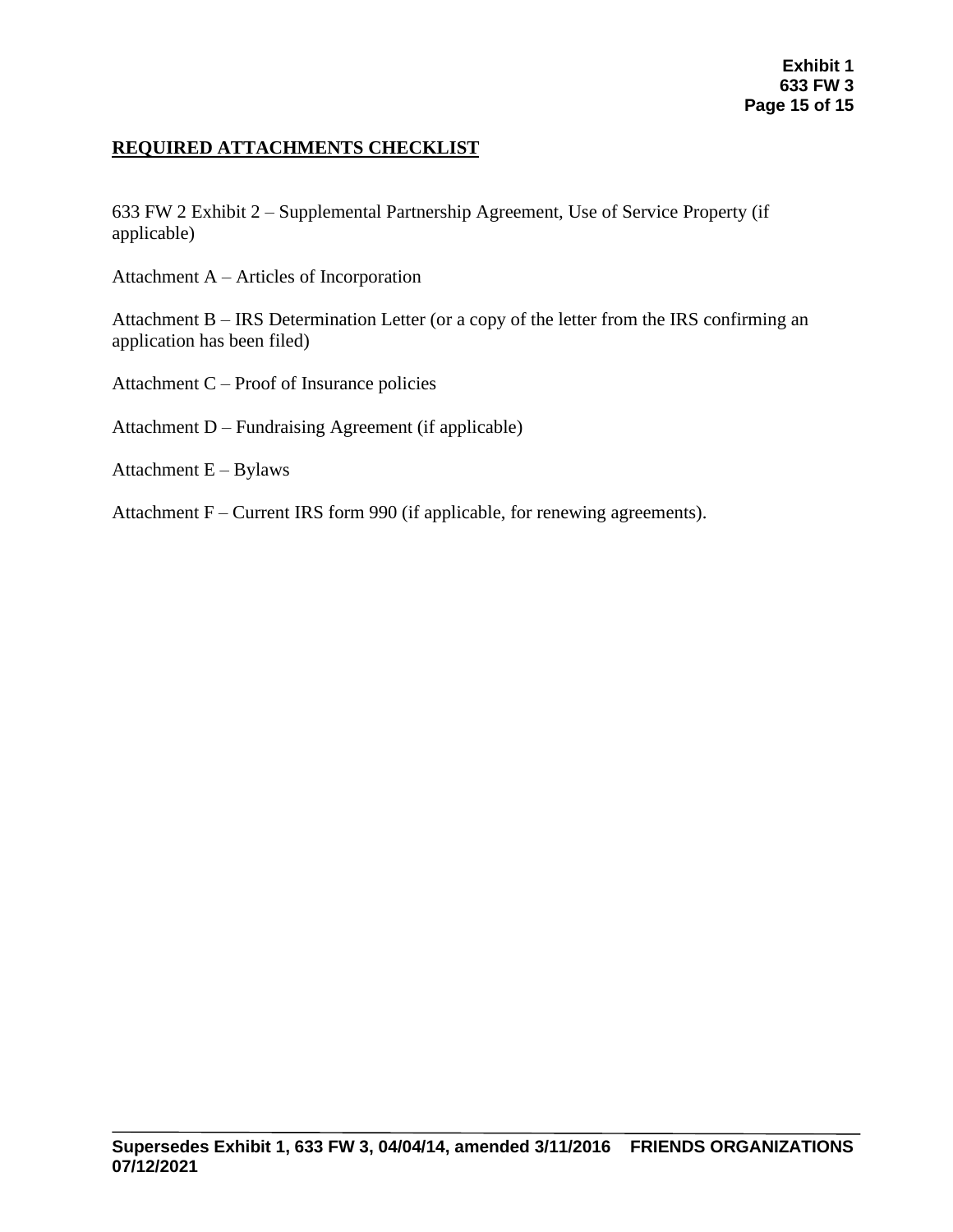## REQUIRED ATTACHMENTS CHECKLIST

633 FW 2 Exhibit 2 – Supplemental Partnership Agreement, Use of Service Property (if applicable)

Attachment A – Articles of Incorporation

Attachment B – IRS Determination Letter (or a copy of the letter from the IRS confirming an application has been filed)

Attachment C – Proof of Insurance policies

Attachment D – Fundraising Agreement (if applicable)

Attachment E – Bylaws

Attachment F – Current IRS form 990 (if applicable, for renewing agreements).